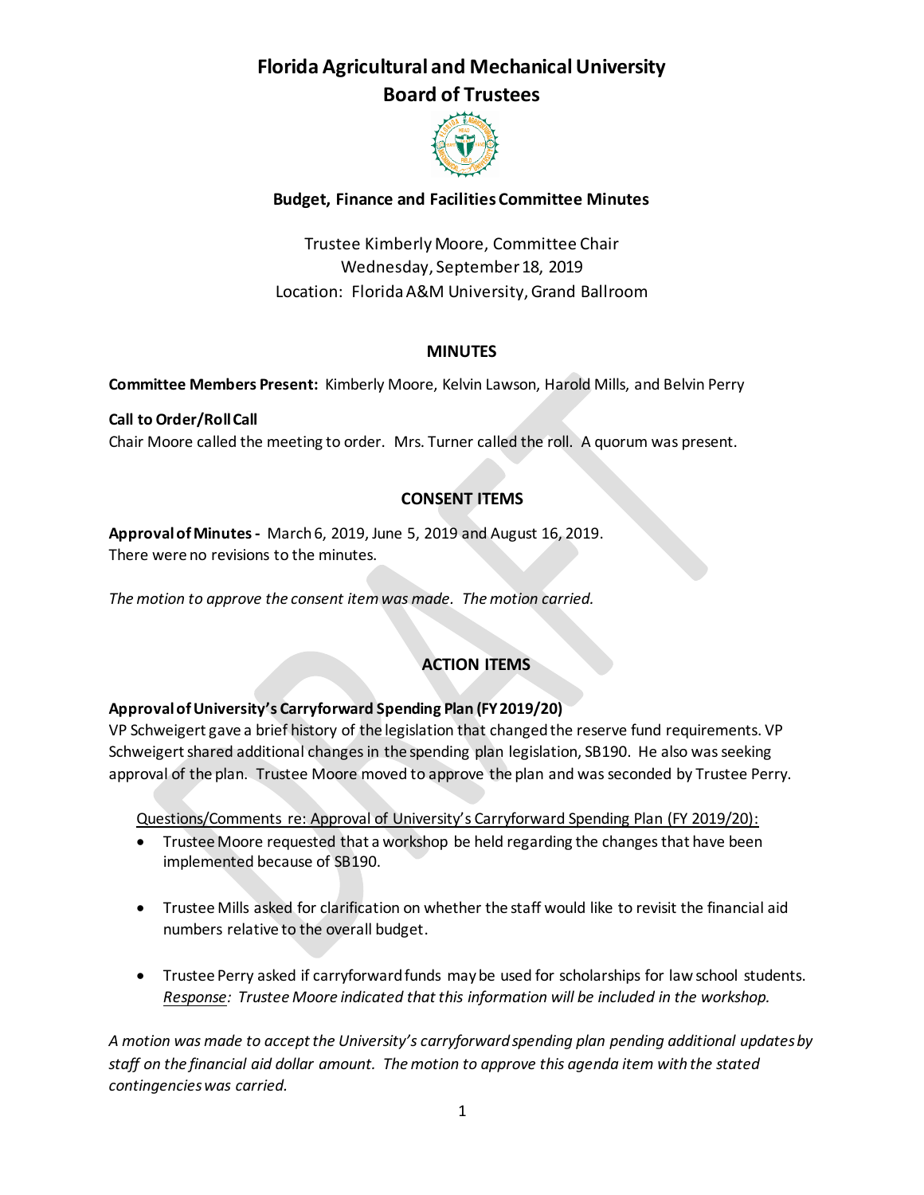# Florida Agricultural and Mechanical University
## Board of Trustees

### Budget, Finance and Facilities Committee Minutes

Trustee Kimberly Moore, Committee Chair
Wednesday, September 18, 2019
Location: Florida A&M University, Grand Ballroom

### MINUTES

**Committee Members Present:** Kimberly Moore, Kelvin Lawson, Harold Mills, and Belvin Perry

**Call to Order/Roll Call**
Chair Moore called the meeting to order. Mrs. Turner called the roll. A quorum was present.

### CONSENT ITEMS

**Approval of Minutes -** March 6, 2019, June 5, 2019 and August 16, 2019.
There were no revisions to the minutes.

*The motion to approve the consent item was made. The motion carried.*

### ACTION ITEMS

**Approval of University's Carryforward Spending Plan (FY 2019/20)**
VP Schweigert gave a brief history of the legislation that changed the reserve fund requirements. VP Schweigert shared additional changes in the spending plan legislation, SB190. He also was seeking approval of the plan. Trustee Moore moved to approve the plan and was seconded by Trustee Perry.

Questions/Comments re: Approval of University's Carryforward Spending Plan (FY 2019/20):

- Trustee Moore requested that a workshop be held regarding the changes that have been implemented because of SB190.
- Trustee Mills asked for clarification on whether the staff would like to revisit the financial aid numbers relative to the overall budget.
- Trustee Perry asked if carryforward funds may be used for scholarships for law school students.
  *Response: Trustee Moore indicated that this information will be included in the workshop.*

*A motion was made to accept the University's carryforward spending plan pending additional updates by staff on the financial aid dollar amount. The motion to approve this agenda item with the stated contingencies was carried.*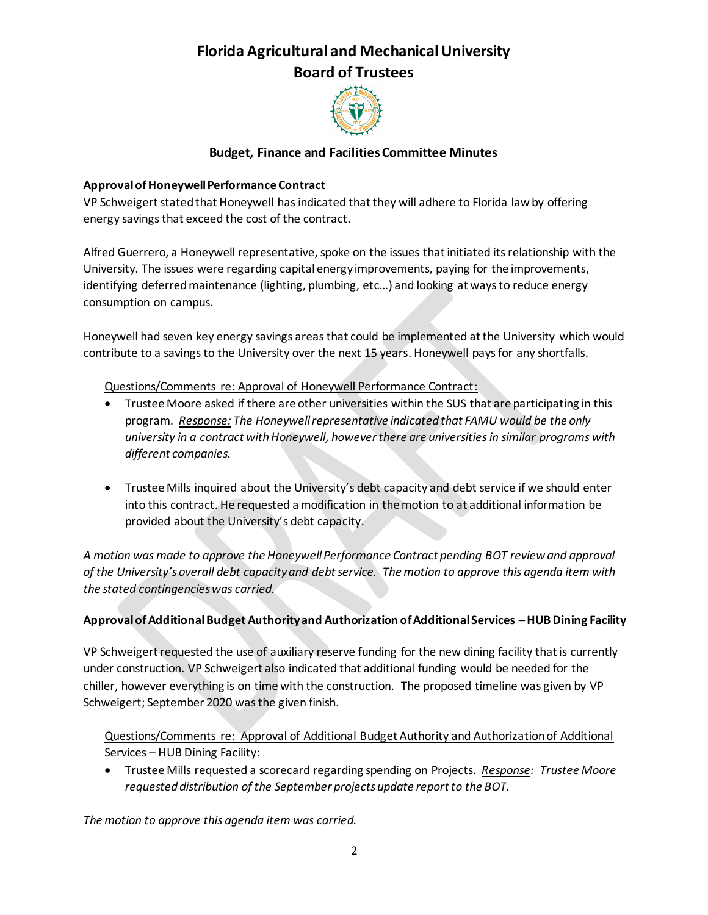# Florida Agricultural and Mechanical University
## Board of Trustees

### Budget, Finance and Facilities Committee Minutes

**Approval of Honeywell Performance Contract**

VP Schweigert stated that Honeywell has indicated that they will adhere to Florida law by offering energy savings that exceed the cost of the contract.

Alfred Guerrero, a Honeywell representative, spoke on the issues that initiated its relationship with the University. The issues were regarding capital energy improvements, paying for the improvements, identifying deferred maintenance (lighting, plumbing, etc…) and looking at ways to reduce energy consumption on campus.

Honeywell had seven key energy savings areas that could be implemented at the University which would contribute to a savings to the University over the next 15 years. Honeywell pays for any shortfalls.

<u>Questions/Comments re: Approval of Honeywell Performance Contract:</u>

- Trustee Moore asked if there are other universities within the SUS that are participating in this program. *<u>Response:</u> The Honeywell representative indicated that FAMU would be the only university in a contract with Honeywell, however there are universities in similar programs with different companies.*

- Trustee Mills inquired about the University's debt capacity and debt service if we should enter into this contract. He requested a modification in the motion to at additional information be provided about the University's debt capacity.

*A motion was made to approve the Honeywell Performance Contract pending BOT review and approval of the University's overall debt capacity and debt service. The motion to approve this agenda item with the stated contingencies was carried.*

**Approval of Additional Budget Authority and Authorization of Additional Services – HUB Dining Facility**

VP Schweigert requested the use of auxiliary reserve funding for the new dining facility that is currently under construction. VP Schweigert also indicated that additional funding would be needed for the chiller, however everything is on time with the construction. The proposed timeline was given by VP Schweigert; September 2020 was the given finish.

<u>Questions/Comments re: Approval of Additional Budget Authority and Authorization of Additional Services – HUB Dining Facility</u>:

- Trustee Mills requested a scorecard regarding spending on Projects. *<u>Response</u>: Trustee Moore requested distribution of the September projects update report to the BOT.*

*The motion to approve this agenda item was carried.*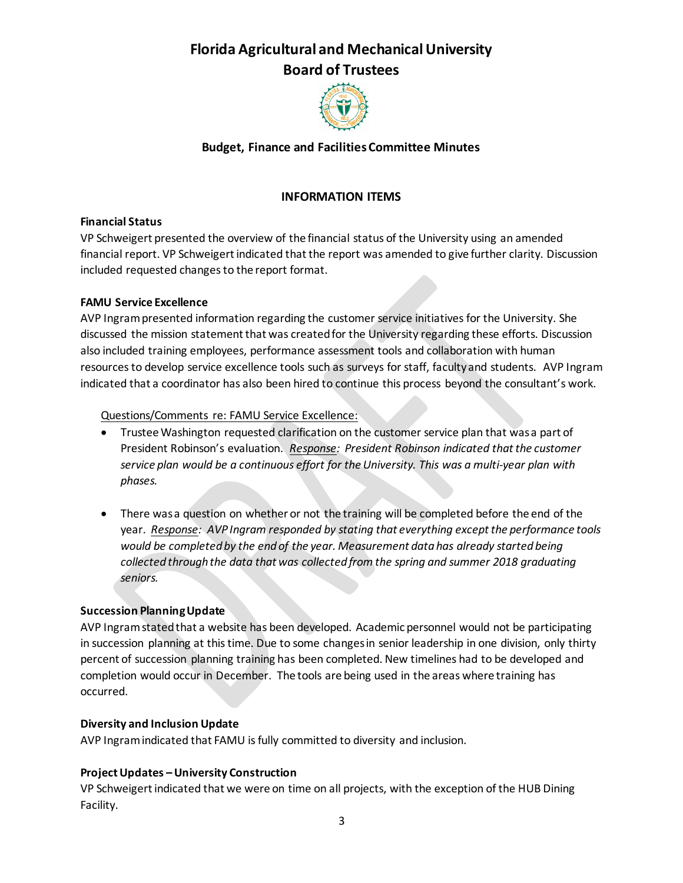# Florida Agricultural and Mechanical University
## Board of Trustees

### Budget, Finance and Facilities Committee Minutes

#### INFORMATION ITEMS

**Financial Status**
VP Schweigert presented the overview of the financial status of the University using an amended financial report. VP Schweigert indicated that the report was amended to give further clarity. Discussion included requested changes to the report format.

**FAMU Service Excellence**
AVP Ingram presented information regarding the customer service initiatives for the University. She discussed the mission statement that was created for the University regarding these efforts. Discussion also included training employees, performance assessment tools and collaboration with human resources to develop service excellence tools such as surveys for staff, faculty and students. AVP Ingram indicated that a coordinator has also been hired to continue this process beyond the consultant's work.

<u>Questions/Comments re: FAMU Service Excellence:</u>

- Trustee Washington requested clarification on the customer service plan that was a part of President Robinson's evaluation. <u>*Response*</u>*: President Robinson indicated that the customer service plan would be a continuous effort for the University. This was a multi-year plan with phases.*
- There was a question on whether or not the training will be completed before the end of the year. <u>*Response*</u>*: AVP Ingram responded by stating that everything except the performance tools would be completed by the end of the year. Measurement data has already started being collected through the data that was collected from the spring and summer 2018 graduating seniors.*

**Succession Planning Update**
AVP Ingram stated that a website has been developed. Academic personnel would not be participating in succession planning at this time. Due to some changes in senior leadership in one division, only thirty percent of succession planning training has been completed. New timelines had to be developed and completion would occur in December. The tools are being used in the areas where training has occurred.

**Diversity and Inclusion Update**
AVP Ingram indicated that FAMU is fully committed to diversity and inclusion.

**Project Updates – University Construction**
VP Schweigert indicated that we were on time on all projects, with the exception of the HUB Dining Facility.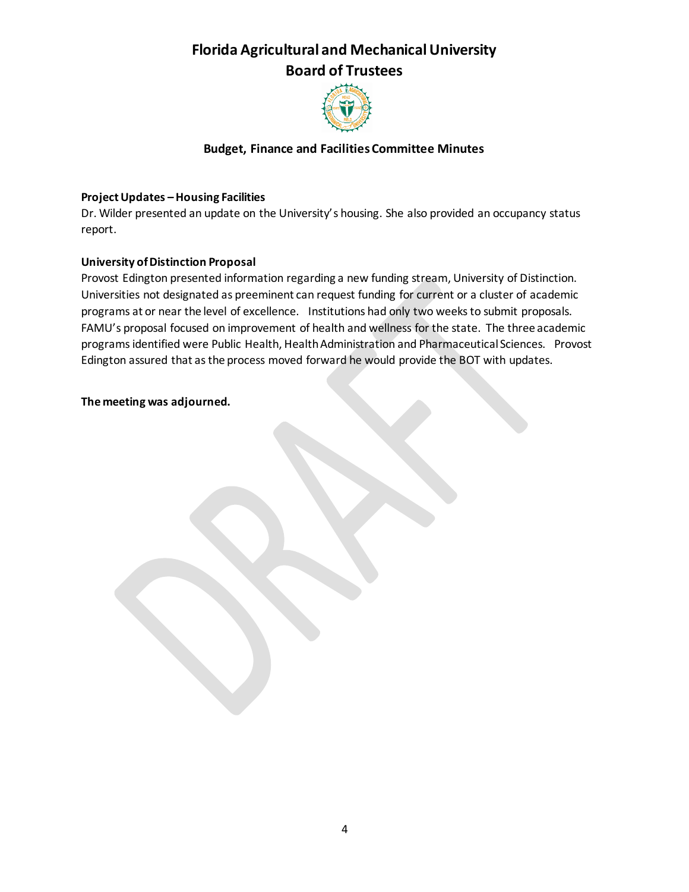# Florida Agricultural and Mechanical University
# Board of Trustees

### Budget, Finance and Facilities Committee Minutes

**Project Updates – Housing Facilities**

Dr. Wilder presented an update on the University's housing. She also provided an occupancy status report.

**University of Distinction Proposal**

Provost Edington presented information regarding a new funding stream, University of Distinction. Universities not designated as preeminent can request funding for current or a cluster of academic programs at or near the level of excellence. Institutions had only two weeks to submit proposals. FAMU's proposal focused on improvement of health and wellness for the state. The three academic programs identified were Public Health, Health Administration and Pharmaceutical Sciences. Provost Edington assured that as the process moved forward he would provide the BOT with updates.

**The meeting was adjourned.**